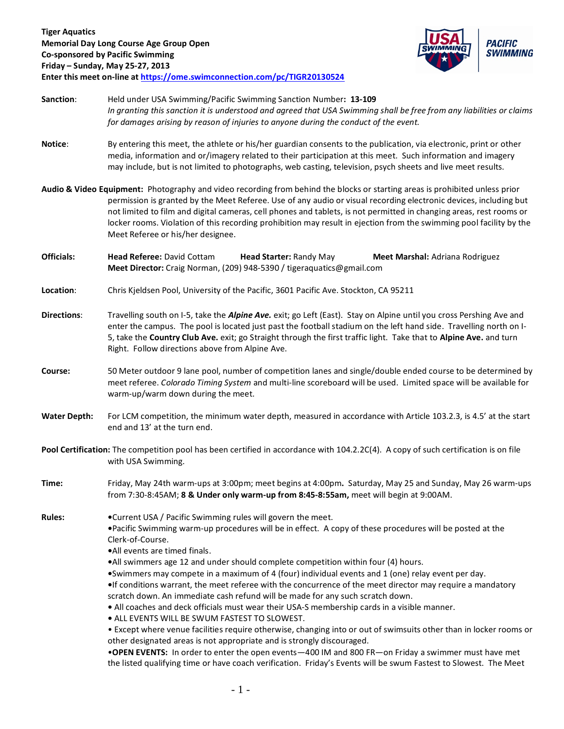**Tiger Aquatics**
**Memorial Day Long Course Age Group Open**
**Co-sponsored by Pacific Swimming**
**Friday – Sunday, May 25-27, 2013**
**Enter this meet on-line at [https://ome.swimconnection.com/pc/TIGR20130524](https://ome.swimconnection.com/pc/TIGR20130524)**

**Sanction**: Held under USA Swimming/Pacific Swimming Sanction Number**: 13-109**
*In granting this sanction it is understood and agreed that USA Swimming shall be free from any liabilities or claims for damages arising by reason of injuries to anyone during the conduct of the event.*

**Notice**: By entering this meet, the athlete or his/her guardian consents to the publication, via electronic, print or other media, information and or/imagery related to their participation at this meet. Such information and imagery may include, but is not limited to photographs, web casting, television, psych sheets and live meet results.

**Audio & Video Equipment:** Photography and video recording from behind the blocks or starting areas is prohibited unless prior permission is granted by the Meet Referee. Use of any audio or visual recording electronic devices, including but not limited to film and digital cameras, cell phones and tablets, is not permitted in changing areas, rest rooms or locker rooms. Violation of this recording prohibition may result in ejection from the swimming pool facility by the Meet Referee or his/her designee.

**Officials:** **Head Referee:** David Cottam **Head Starter:** Randy May **Meet Marshal:** Adriana Rodriguez
**Meet Director:** Craig Norman, (209) 948-5390 / tigeraquatics@gmail.com

**Location**: Chris Kjeldsen Pool, University of the Pacific, 3601 Pacific Ave. Stockton, CA 95211

**Directions**: Travelling south on I-5, take the ***Alpine Ave.*** exit; go Left (East). Stay on Alpine until you cross Pershing Ave and enter the campus. The pool is located just past the football stadium on the left hand side. Travelling north on I-5, take the **Country Club Ave.** exit; go Straight through the first traffic light. Take that to **Alpine Ave.** and turn Right. Follow directions above from Alpine Ave.

**Course:** 50 Meter outdoor 9 lane pool, number of competition lanes and single/double ended course to be determined by meet referee. *Colorado Timing System* and multi-line scoreboard will be used. Limited space will be available for warm-up/warm down during the meet.

**Water Depth:** For LCM competition, the minimum water depth, measured in accordance with Article 103.2.3, is 4.5' at the start end and 13' at the turn end.

**Pool Certification:** The competition pool has been certified in accordance with 104.2.2C(4). A copy of such certification is on file with USA Swimming.

**Time:** Friday, May 24th warm-ups at 3:00pm; meet begins at 4:00pm**.** Saturday, May 25 and Sunday, May 26 warm-ups from 7:30-8:45AM; **8 & Under only warm-up from 8:45-8:55am,** meet will begin at 9:00AM.

**Rules:**

- Current USA / Pacific Swimming rules will govern the meet.
- Pacific Swimming warm-up procedures will be in effect. A copy of these procedures will be posted at the Clerk-of-Course.
- All events are timed finals.
- All swimmers age 12 and under should complete competition within four (4) hours.
- Swimmers may compete in a maximum of 4 (four) individual events and 1 (one) relay event per day.
- If conditions warrant, the meet referee with the concurrence of the meet director may require a mandatory scratch down. An immediate cash refund will be made for any such scratch down.
- All coaches and deck officials must wear their USA-S membership cards in a visible manner.
- ALL EVENTS WILL BE SWUM FASTEST TO SLOWEST.
- Except where venue facilities require otherwise, changing into or out of swimsuits other than in locker rooms or other designated areas is not appropriate and is strongly discouraged.
- **OPEN EVENTS:** In order to enter the open events—400 IM and 800 FR—on Friday a swimmer must have met the listed qualifying time or have coach verification. Friday's Events will be swum Fastest to Slowest. The Meet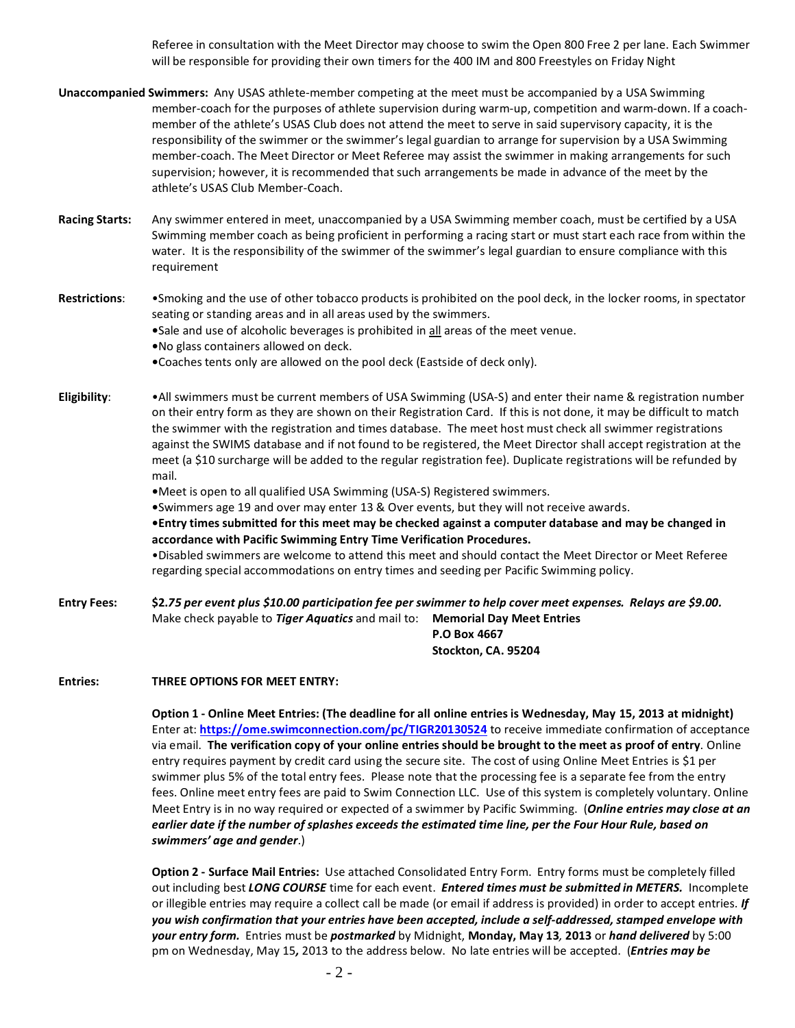Referee in consultation with the Meet Director may choose to swim the Open 800 Free 2 per lane. Each Swimmer will be responsible for providing their own timers for the 400 IM and 800 Freestyles on Friday Night

**Unaccompanied Swimmers:** Any USAS athlete-member competing at the meet must be accompanied by a USA Swimming member-coach for the purposes of athlete supervision during warm-up, competition and warm-down. If a coach-member of the athlete's USAS Club does not attend the meet to serve in said supervisory capacity, it is the responsibility of the swimmer or the swimmer's legal guardian to arrange for supervision by a USA Swimming member-coach. The Meet Director or Meet Referee may assist the swimmer in making arrangements for such supervision; however, it is recommended that such arrangements be made in advance of the meet by the athlete's USAS Club Member-Coach.

**Racing Starts:** Any swimmer entered in meet, unaccompanied by a USA Swimming member coach, must be certified by a USA Swimming member coach as being proficient in performing a racing start or must start each race from within the water. It is the responsibility of the swimmer of the swimmer's legal guardian to ensure compliance with this requirement

**Restrictions**:
- Smoking and the use of other tobacco products is prohibited on the pool deck, in the locker rooms, in spectator seating or standing areas and in all areas used by the swimmers.
- Sale and use of alcoholic beverages is prohibited in <u>all</u> areas of the meet venue.
- No glass containers allowed on deck.
- Coaches tents only are allowed on the pool deck (Eastside of deck only).

**Eligibility**:
- All swimmers must be current members of USA Swimming (USA-S) and enter their name & registration number on their entry form as they are shown on their Registration Card. If this is not done, it may be difficult to match the swimmer with the registration and times database. The meet host must check all swimmer registrations against the SWIMS database and if not found to be registered, the Meet Director shall accept registration at the meet (a $10 surcharge will be added to the regular registration fee). Duplicate registrations will be refunded by mail.
- Meet is open to all qualified USA Swimming (USA-S) Registered swimmers.
- Swimmers age 19 and over may enter 13 & Over events, but they will not receive awards.
- **Entry times submitted for this meet may be checked against a computer database and may be changed in accordance with Pacific Swimming Entry Time Verification Procedures.**
- Disabled swimmers are welcome to attend this meet and should contact the Meet Director or Meet Referee regarding special accommodations on entry times and seeding per Pacific Swimming policy.

**Entry Fees:** ***$2.75 per event plus $10.00 participation fee per swimmer to help cover meet expenses. Relays are $9.00.***
Make check payable to ***Tiger Aquatics*** and mail to: **Memorial Day Meet Entries**
**P.O Box 4667**
**Stockton, CA. 95204**

**Entries:** **THREE OPTIONS FOR MEET ENTRY:**

**Option 1 - Online Meet Entries: (The deadline for all online entries is Wednesday, May 15, 2013 at midnight)** Enter at: **https://ome.swimconnection.com/pc/TIGR20130524** to receive immediate confirmation of acceptance via email. **The verification copy of your online entries should be brought to the meet as proof of entry**. Online entry requires payment by credit card using the secure site. The cost of using Online Meet Entries is $1 per swimmer plus 5% of the total entry fees. Please note that the processing fee is a separate fee from the entry fees. Online meet entry fees are paid to Swim Connection LLC. Use of this system is completely voluntary. Online Meet Entry is in no way required or expected of a swimmer by Pacific Swimming. (***Online entries may close at an earlier date if the number of splashes exceeds the estimated time line, per the Four Hour Rule, based on swimmers' age and gender***.)

**Option 2 - Surface Mail Entries:** Use attached Consolidated Entry Form. Entry forms must be completely filled out including best ***LONG COURSE*** time for each event. ***Entered times must be submitted in METERS.*** Incomplete or illegible entries may require a collect call be made (or email if address is provided) in order to accept entries. ***If you wish confirmation that your entries have been accepted, include a self-addressed, stamped envelope with your entry form.*** Entries must be ***postmarked*** by Midnight, **Monday, May 13*, *2013** or ***hand delivered*** by 5:00 pm on Wednesday, May 15**,** 2013 to the address below. No late entries will be accepted. (***Entries may be***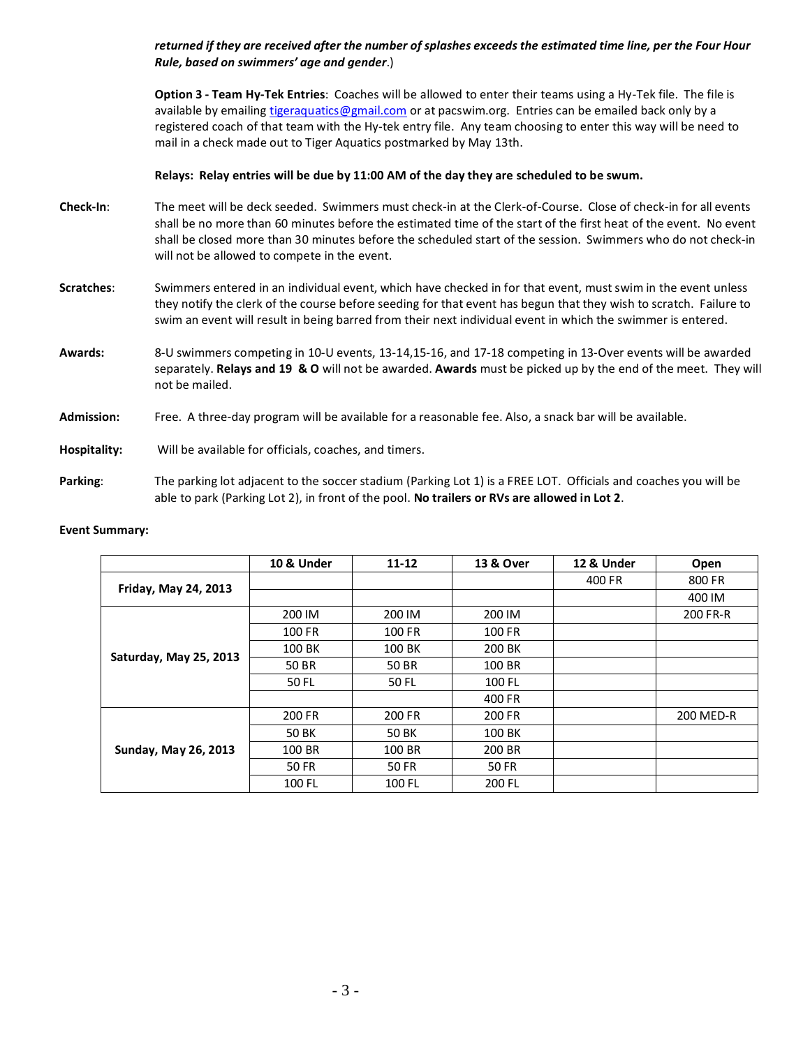***returned if they are received after the number of splashes exceeds the estimated time line, per the Four Hour Rule, based on swimmers' age and gender**.*)

**Option 3 - Team Hy-Tek Entries**: Coaches will be allowed to enter their teams using a Hy-Tek file. The file is available by emailing tigeraquatics@gmail.com or at pacswim.org. Entries can be emailed back only by a registered coach of that team with the Hy-tek entry file. Any team choosing to enter this way will be need to mail in a check made out to Tiger Aquatics postmarked by May 13th.

**Relays: Relay entries will be due by 11:00 AM of the day they are scheduled to be swum.**

**Check-In**: The meet will be deck seeded. Swimmers must check-in at the Clerk-of-Course. Close of check-in for all events shall be no more than 60 minutes before the estimated time of the start of the first heat of the event. No event shall be closed more than 30 minutes before the scheduled start of the session. Swimmers who do not check-in will not be allowed to compete in the event.

**Scratches**: Swimmers entered in an individual event, which have checked in for that event, must swim in the event unless they notify the clerk of the course before seeding for that event has begun that they wish to scratch. Failure to swim an event will result in being barred from their next individual event in which the swimmer is entered.

**Awards:** 8-U swimmers competing in 10-U events, 13-14,15-16, and 17-18 competing in 13-Over events will be awarded separately. **Relays and 19 & O** will not be awarded. **Awards** must be picked up by the end of the meet. They will not be mailed.

**Admission:** Free. A three-day program will be available for a reasonable fee. Also, a snack bar will be available.

**Hospitality:** Will be available for officials, coaches, and timers.

**Parking**: The parking lot adjacent to the soccer stadium (Parking Lot 1) is a FREE LOT. Officials and coaches you will be able to park (Parking Lot 2), in front of the pool. **No trailers or RVs are allowed in Lot 2**.

**Event Summary:**

| | 10 & Under | 11-12 | 13 & Over | 12 & Under | Open |
|---|---|---|---|---|---|
| **Friday, May 24, 2013** | | | | 400 FR | 800 FR |
| | | | | | 400 IM |
| **Saturday, May 25, 2013** | 200 IM | 200 IM | 200 IM | | 200 FR-R |
| | 100 FR | 100 FR | 100 FR | | |
| | 100 BK | 100 BK | 200 BK | | |
| | 50 BR | 50 BR | 100 BR | | |
| | 50 FL | 50 FL | 100 FL | | |
| | | | 400 FR | | |
| **Sunday, May 26, 2013** | 200 FR | 200 FR | 200 FR | | 200 MED-R |
| | 50 BK | 50 BK | 100 BK | | |
| | 100 BR | 100 BR | 200 BR | | |
| | 50 FR | 50 FR | 50 FR | | |
| | 100 FL | 100 FL | 200 FL | | |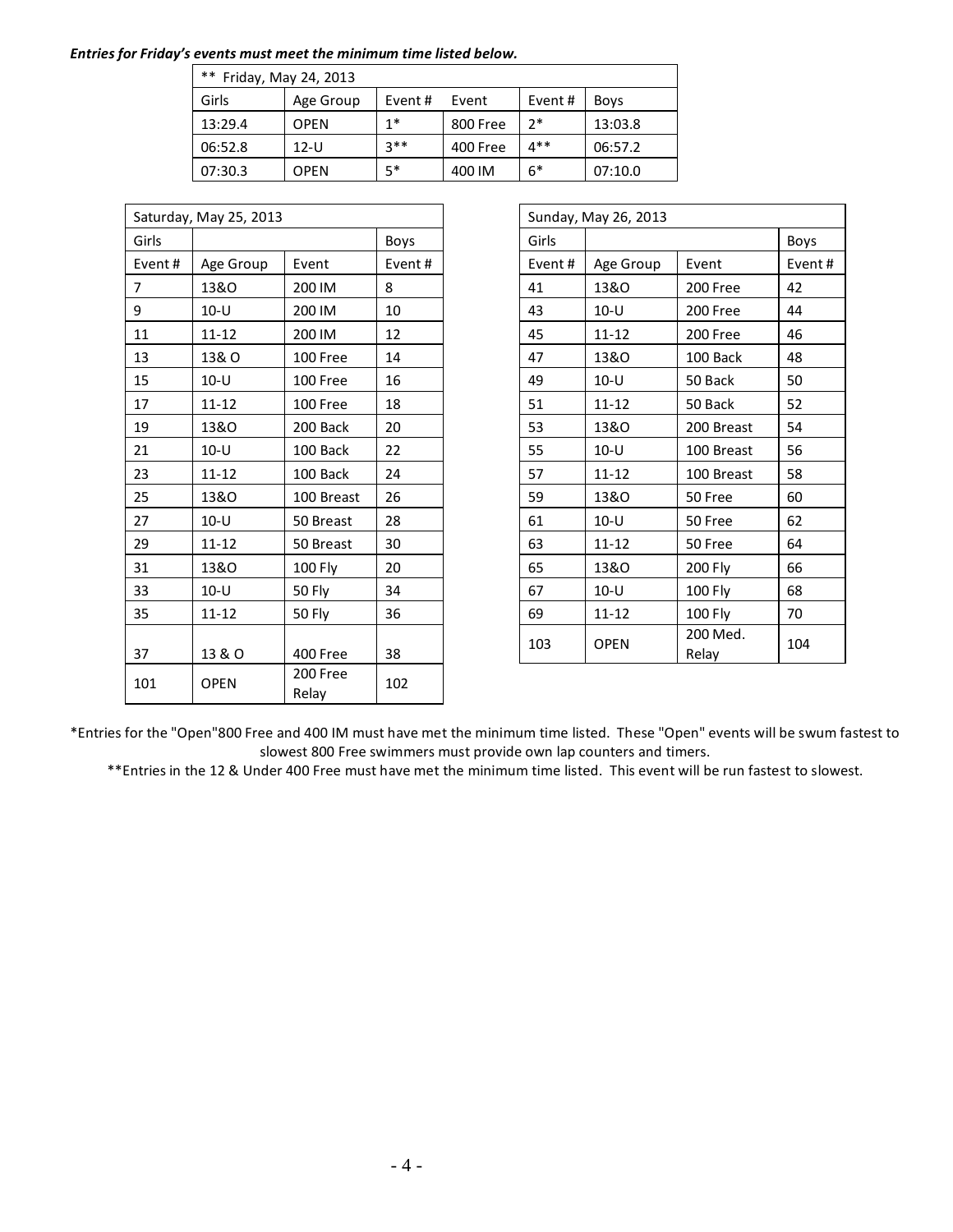***Entries for Friday's events must meet the minimum time listed below.***

| ** Friday, May 24, 2013 | | | | | |
|---|---|---|---|---|---|
| Girls | Age Group | Event # | Event | Event # | Boys |
| 13:29.4 | OPEN | 1* | 800 Free | 2* | 13:03.8 |
| 06:52.8 | 12-U | 3** | 400 Free | 4** | 06:57.2 |
| 07:30.3 | OPEN | 5* | 400 IM | 6* | 07:10.0 |

| Saturday, May 25, 2013 | | | |
|---|---|---|---|
| Girls | | | Boys |
| Event # | Age Group | Event | Event # |
| 7 | 13&O | 200 IM | 8 |
| 9 | 10-U | 200 IM | 10 |
| 11 | 11-12 | 200 IM | 12 |
| 13 | 13& O | 100 Free | 14 |
| 15 | 10-U | 100 Free | 16 |
| 17 | 11-12 | 100 Free | 18 |
| 19 | 13&O | 200 Back | 20 |
| 21 | 10-U | 100 Back | 22 |
| 23 | 11-12 | 100 Back | 24 |
| 25 | 13&O | 100 Breast | 26 |
| 27 | 10-U | 50 Breast | 28 |
| 29 | 11-12 | 50 Breast | 30 |
| 31 | 13&O | 100 Fly | 20 |
| 33 | 10-U | 50 Fly | 34 |
| 35 | 11-12 | 50 Fly | 36 |
| 37 | 13 & O | 400 Free | 38 |
| 101 | OPEN | 200 Free Relay | 102 |

| Sunday, May 26, 2013 | | | |
|---|---|---|---|
| Girls | | | Boys |
| Event # | Age Group | Event | Event # |
| 41 | 13&O | 200 Free | 42 |
| 43 | 10-U | 200 Free | 44 |
| 45 | 11-12 | 200 Free | 46 |
| 47 | 13&O | 100 Back | 48 |
| 49 | 10-U | 50 Back | 50 |
| 51 | 11-12 | 50 Back | 52 |
| 53 | 13&O | 200 Breast | 54 |
| 55 | 10-U | 100 Breast | 56 |
| 57 | 11-12 | 100 Breast | 58 |
| 59 | 13&O | 50 Free | 60 |
| 61 | 10-U | 50 Free | 62 |
| 63 | 11-12 | 50 Free | 64 |
| 65 | 13&O | 200 Fly | 66 |
| 67 | 10-U | 100 Fly | 68 |
| 69 | 11-12 | 100 Fly | 70 |
| 103 | OPEN | 200 Med. Relay | 104 |

*Entries for the "Open"800 Free and 400 IM must have met the minimum time listed. These "Open" events will be swum fastest to slowest 800 Free swimmers must provide own lap counters and timers.

**Entries in the 12 & Under 400 Free must have met the minimum time listed. This event will be run fastest to slowest.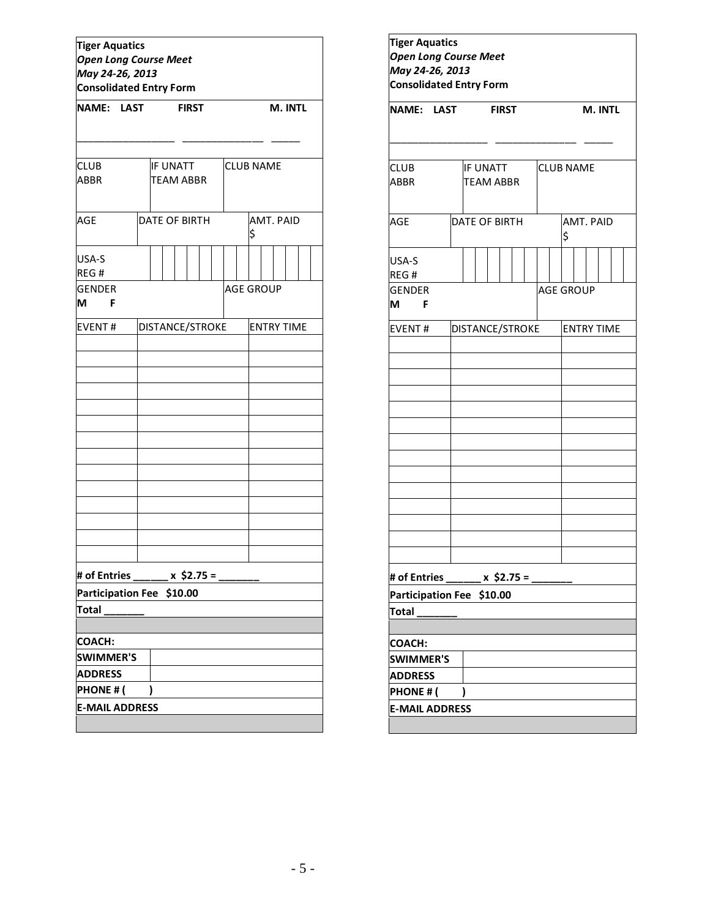**Tiger Aquatics**
***Open Long Course Meet***
***May 24-26, 2013***
**Consolidated Entry Form**

**NAME: LAST FIRST M. INTL**

\_\_\_\_\_\_\_\_\_\_\_\_\_\_\_\_\_\_ \_\_\_\_\_\_\_\_\_\_\_\_\_\_\_ \_\_\_\_\_

| CLUB ABBR | IF UNATT TEAM ABBR | CLUB NAME |
|---|---|---|
| | | |

| AGE | DATE OF BIRTH | AMT. PAID $ |
|---|---|---|
| | | |

USA-S REG #

| GENDER | AGE GROUP |
|---|---|
| M F | |

| EVENT # | DISTANCE/STROKE | ENTRY TIME |
|---|---|---|
| | | |
| | | |
| | | |
| | | |
| | | |
| | | |
| | | |
| | | |
| | | |
| | | |
| | | |
| | | |
| | | |
| | | |

**# of Entries \_\_\_\_\_\_ x $2.75 = \_\_\_\_\_\_\_**

**Participation Fee $10.00**

**Total \_\_\_\_\_\_\_**

**COACH:**

**SWIMMER'S ADDRESS**

**PHONE # ( )**

**E-MAIL ADDRESS**

---

**Tiger Aquatics**
***Open Long Course Meet***
***May 24-26, 2013***
**Consolidated Entry Form**

**NAME: LAST FIRST M. INTL**

\_\_\_\_\_\_\_\_\_\_\_\_\_\_\_\_\_\_ \_\_\_\_\_\_\_\_\_\_\_\_\_\_\_ \_\_\_\_\_

| CLUB ABBR | IF UNATT TEAM ABBR | CLUB NAME |
|---|---|---|
| | | |

| AGE | DATE OF BIRTH | AMT. PAID $ |
|---|---|---|
| | | |

USA-S REG #

| GENDER | AGE GROUP |
|---|---|
| M F | |

| EVENT # | DISTANCE/STROKE | ENTRY TIME |
|---|---|---|
| | | |
| | | |
| | | |
| | | |
| | | |
| | | |
| | | |
| | | |
| | | |
| | | |
| | | |
| | | |
| | | |
| | | |

**# of Entries \_\_\_\_\_\_ x $2.75 = \_\_\_\_\_\_\_**

**Participation Fee $10.00**

**Total \_\_\_\_\_\_\_**

**COACH:**

**SWIMMER'S ADDRESS**

**PHONE # ( )**

**E-MAIL ADDRESS**